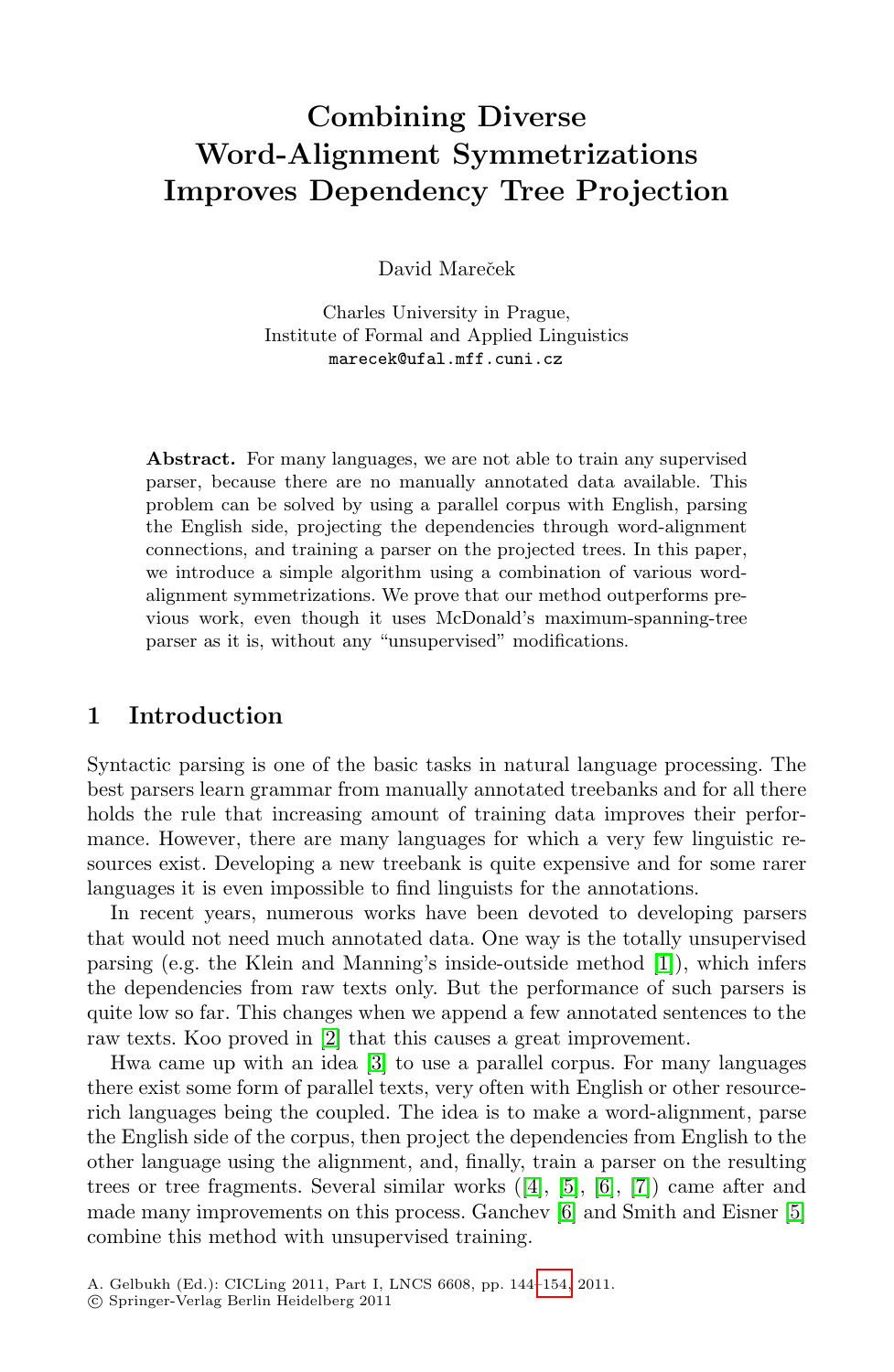# Combining Diverse Word-Alignment Symmetrizations Improves Dependency Tree Projection

David Mareček

Charles University in Prague,
Institute of Formal and Applied Linguistics
marecek@ufal.mff.cuni.cz

**Abstract.** For many languages, we are not able to train any supervised parser, because there are no manually annotated data available. This problem can be solved by using a parallel corpus with English, parsing the English side, projecting the dependencies through word-alignment connections, and training a parser on the projected trees. In this paper, we introduce a simple algorithm using a combination of various word-alignment symmetrizations. We prove that our method outperforms previous work, even though it uses McDonald's maximum-spanning-tree parser as it is, without any "unsupervised" modifications.

## 1 Introduction

Syntactic parsing is one of the basic tasks in natural language processing. The best parsers learn grammar from manually annotated treebanks and for all there holds the rule that increasing amount of training data improves their performance. However, there are many languages for which a very few linguistic resources exist. Developing a new treebank is quite expensive and for some rarer languages it is even impossible to find linguists for the annotations.

In recent years, numerous works have been devoted to developing parsers that would not need much annotated data. One way is the totally unsupervised parsing (e.g. the Klein and Manning's inside-outside method [1]), which infers the dependencies from raw texts only. But the performance of such parsers is quite low so far. This changes when we append a few annotated sentences to the raw texts. Koo proved in [2] that this causes a great improvement.

Hwa came up with an idea [3] to use a parallel corpus. For many languages there exist some form of parallel texts, very often with English or other resource-rich languages being the coupled. The idea is to make a word-alignment, parse the English side of the corpus, then project the dependencies from English to the other language using the alignment, and, finally, train a parser on the resulting trees or tree fragments. Several similar works ([4], [5], [6], [7]) came after and made many improvements on this process. Ganchev [6] and Smith and Eisner [5] combine this method with unsupervised training.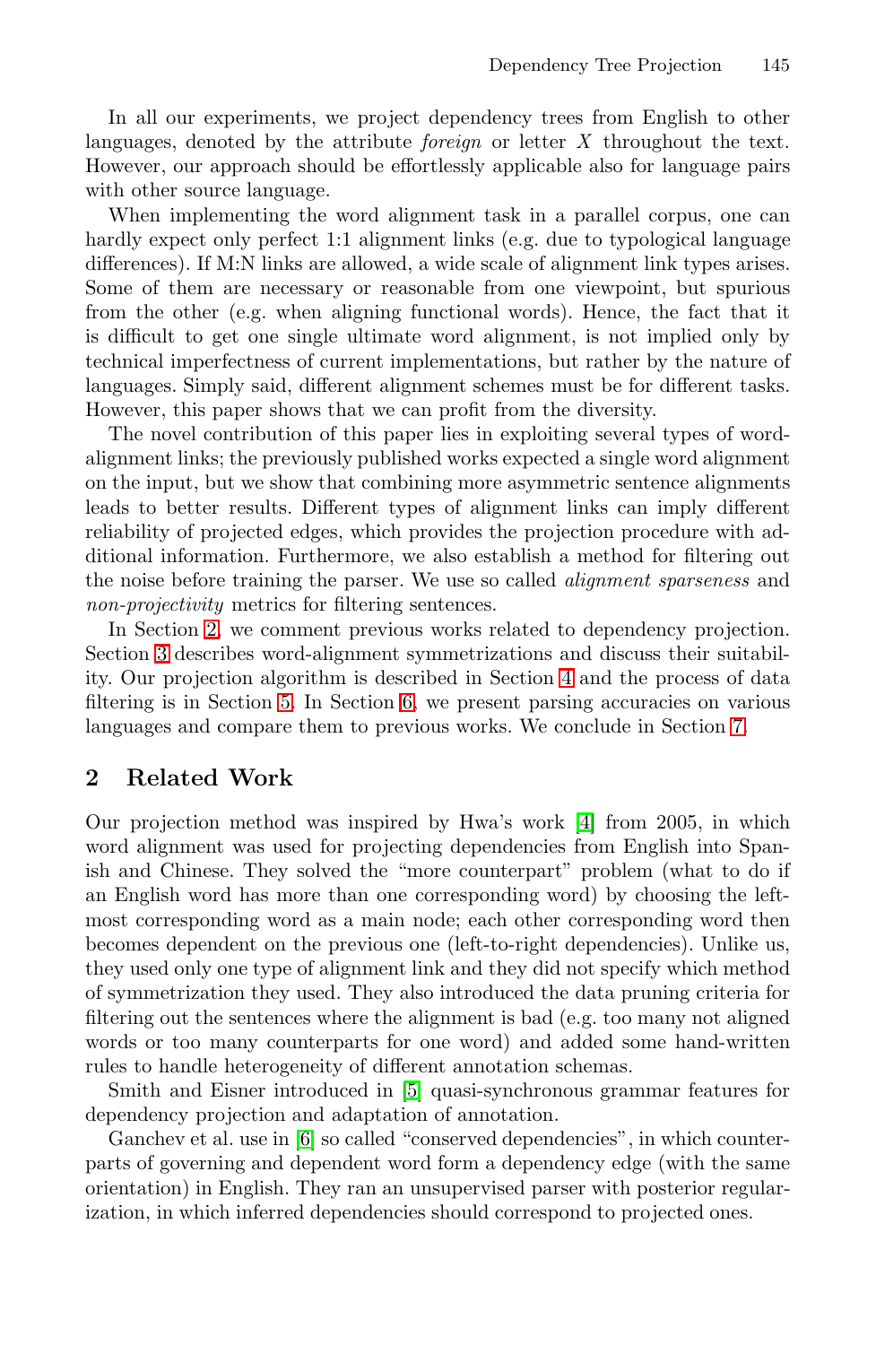In all our experiments, we project dependency trees from English to other languages, denoted by the attribute *foreign* or letter $X$ throughout the text. However, our approach should be effortlessly applicable also for language pairs with other source language.

When implementing the word alignment task in a parallel corpus, one can hardly expect only perfect 1:1 alignment links (e.g. due to typological language differences). If M:N links are allowed, a wide scale of alignment link types arises. Some of them are necessary or reasonable from one viewpoint, but spurious from the other (e.g. when aligning functional words). Hence, the fact that it is difficult to get one single ultimate word alignment, is not implied only by technical imperfectness of current implementations, but rather by the nature of languages. Simply said, different alignment schemes must be for different tasks. However, this paper shows that we can profit from the diversity.

The novel contribution of this paper lies in exploiting several types of word-alignment links; the previously published works expected a single word alignment on the input, but we show that combining more asymmetric sentence alignments leads to better results. Different types of alignment links can imply different reliability of projected edges, which provides the projection procedure with additional information. Furthermore, we also establish a method for filtering out the noise before training the parser. We use so called *alignment sparseness* and *non-projectivity* metrics for filtering sentences.

In Section 2, we comment previous works related to dependency projection. Section 3 describes word-alignment symmetrizations and discuss their suitability. Our projection algorithm is described in Section 4 and the process of data filtering is in Section 5. In Section 6, we present parsing accuracies on various languages and compare them to previous works. We conclude in Section 7.

## 2 Related Work

Our projection method was inspired by Hwa's work [4] from 2005, in which word alignment was used for projecting dependencies from English into Spanish and Chinese. They solved the "more counterpart" problem (what to do if an English word has more than one corresponding word) by choosing the left-most corresponding word as a main node; each other corresponding word then becomes dependent on the previous one (left-to-right dependencies). Unlike us, they used only one type of alignment link and they did not specify which method of symmetrization they used. They also introduced the data pruning criteria for filtering out the sentences where the alignment is bad (e.g. too many not aligned words or too many counterparts for one word) and added some hand-written rules to handle heterogeneity of different annotation schemas.

Smith and Eisner introduced in [5] quasi-synchronous grammar features for dependency projection and adaptation of annotation.

Ganchev et al. use in [6] so called "conserved dependencies", in which counterparts of governing and dependent word form a dependency edge (with the same orientation) in English. They ran an unsupervised parser with posterior regularization, in which inferred dependencies should correspond to projected ones.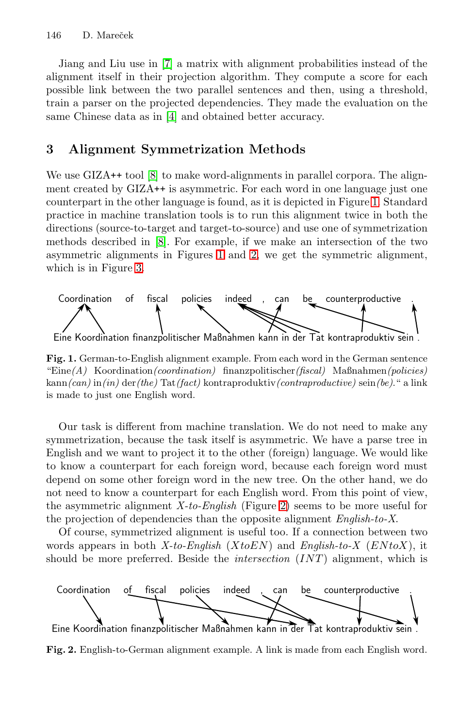Jiang and Liu use in [7] a matrix with alignment probabilities instead of the alignment itself in their projection algorithm. They compute a score for each possible link between the two parallel sentences and then, using a threshold, train a parser on the projected dependencies. They made the evaluation on the same Chinese data as in [4] and obtained better accuracy.

## 3 Alignment Symmetrization Methods

We use GIZA++ tool [8] to make word-alignments in parallel corpora. The alignment created by GIZA++ is asymmetric. For each word in one language just one counterpart in the other language is found, as it is depicted in Figure 1. Standard practice in machine translation tools is to run this alignment twice in both the directions (source-to-target and target-to-source) and use one of symmetrization methods described in [8]. For example, if we make an intersection of the two asymmetric alignments in Figures 1 and 2, we get the symmetric alignment, which is in Figure 3.

Coordination of fiscal policies indeed , can be counterproductive .

Eine Koordination finanzpolitischer Maßnahmen kann in der Tat kontraproduktiv sein .

**Fig. 1.** German-to-English alignment example. From each word in the German sentence "Eine *(A)* Koordination *(coordination)* finanzpolitischer *(fiscal)* Maßnahmen *(policies)* kann *(can)* in *(in)* der *(the)* Tat *(fact)* kontraproduktiv *(contraproductive)* sein *(be)*." a link is made to just one English word.

Our task is different from machine translation. We do not need to make any symmetrization, because the task itself is asymmetric. We have a parse tree in English and we want to project it to the other (foreign) language. We would like to know a counterpart for each foreign word, because each foreign word must depend on some other foreign word in the new tree. On the other hand, we do not need to know a counterpart for each English word. From this point of view, the asymmetric alignment *X-to-English* (Figure 2) seems to be more useful for the projection of dependencies than the opposite alignment *English-to-X*.

Of course, symmetrized alignment is useful too. If a connection between two words appears in both *X-to-English* (*XtoEN*) and *English-to-X* (*ENtoX*), it should be more preferred. Beside the *intersection* (*INT*) alignment, which is

Coordination of fiscal policies indeed , can be counterproductive .

Eine Koordination finanzpolitischer Maßnahmen kann in der Tat kontraproduktiv sein .

**Fig. 2.** English-to-German alignment example. A link is made from each English word.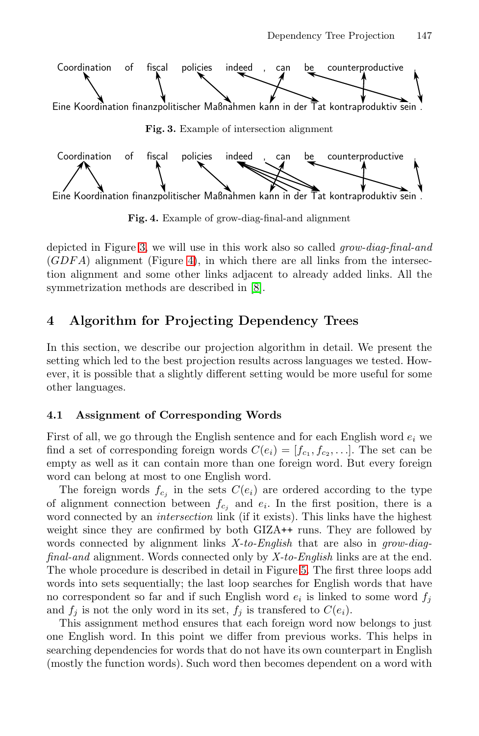Coordination of fiscal policies indeed , can be counterproductive .

Eine Koordination finanzpolitischer Maßnahmen kann in der Tat kontraproduktiv sein .

**Fig. 3.** Example of intersection alignment

Coordination of fiscal policies indeed , can be counterproductive .

Eine Koordination finanzpolitischer Maßnahmen kann in der Tat kontraproduktiv sein .

**Fig. 4.** Example of grow-diag-final-and alignment

depicted in Figure 3, we will use in this work also so called *grow-diag-final-and* (*GDFA*) alignment (Figure 4), in which there are all links from the intersection alignment and some other links adjacent to already added links. All the symmetrization methods are described in [8].

## 4 Algorithm for Projecting Dependency Trees

In this section, we describe our projection algorithm in detail. We present the setting which led to the best projection results across languages we tested. However, it is possible that a slightly different setting would be more useful for some other languages.

### 4.1 Assignment of Corresponding Words

First of all, we go through the English sentence and for each English word $e_i$ we find a set of corresponding foreign words $C(e_i) = [f_{c_1}, f_{c_2}, \ldots]$. The set can be empty as well as it can contain more than one foreign word. But every foreign word can belong at most to one English word.

The foreign words $f_{c_j}$ in the sets $C(e_i)$ are ordered according to the type of alignment connection between $f_{c_j}$ and $e_i$. In the first position, there is a word connected by an *intersection* link (if it exists). This links have the highest weight since they are confirmed by both GIZA++ runs. They are followed by words connected by alignment links *X-to-English* that are also in *grow-diag-final-and* alignment. Words connected only by *X-to-English* links are at the end. The whole procedure is described in detail in Figure 5. The first three loops add words into sets sequentially; the last loop searches for English words that have no correspondent so far and if such English word $e_i$ is linked to some word $f_j$ and $f_j$ is not the only word in its set, $f_j$ is transfered to $C(e_i)$.

This assignment method ensures that each foreign word now belongs to just one English word. In this point we differ from previous works. This helps in searching dependencies for words that do not have its own counterpart in English (mostly the function words). Such word then becomes dependent on a word with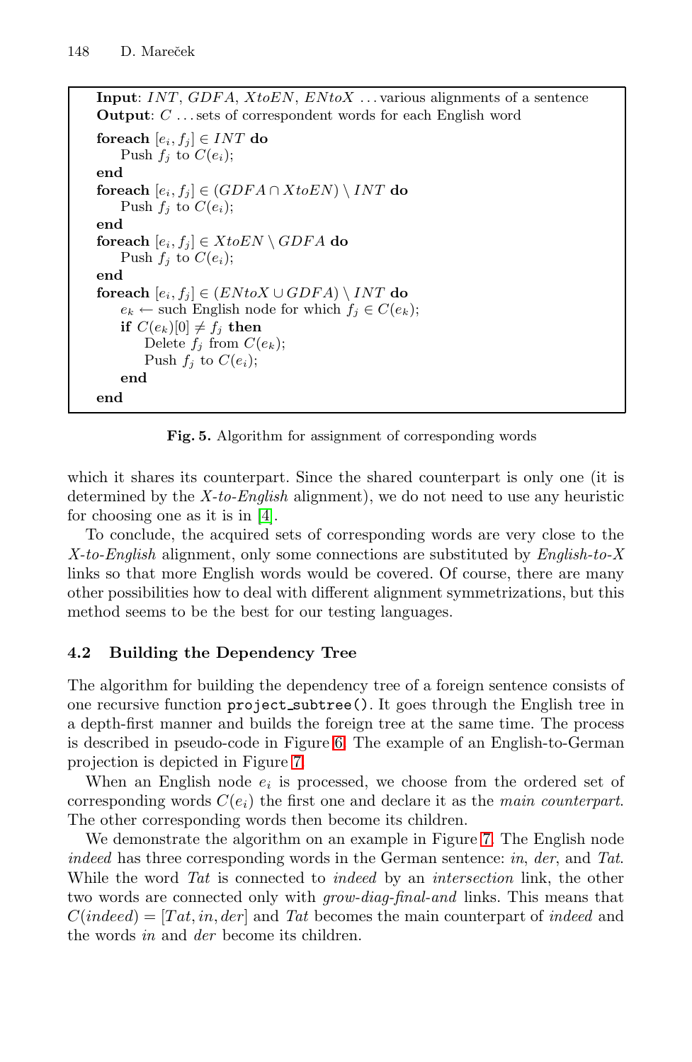```
Input: INT, GDFA, XtoEN, ENtoX ... various alignments of a sentence
Output: C ... sets of correspondent words for each English word

foreach [e_i, f_j] ∈ INT do
    Push f_j to C(e_i);
end
foreach [e_i, f_j] ∈ (GDFA ∩ XtoEN) \ INT do
    Push f_j to C(e_i);
end
foreach [e_i, f_j] ∈ XtoEN \ GDFA do
    Push f_j to C(e_i);
end
foreach [e_i, f_j] ∈ (ENtoX ∪ GDFA) \ INT do
    e_k ← such English node for which f_j ∈ C(e_k);
    if C(e_k)[0] ≠ f_j then
        Delete f_j from C(e_k);
        Push f_j to C(e_i);
    end
end
```

**Fig. 5.** Algorithm for assignment of corresponding words

which it shares its counterpart. Since the shared counterpart is only one (it is determined by the *X-to-English* alignment), we do not need to use any heuristic for choosing one as it is in [4].

To conclude, the acquired sets of corresponding words are very close to the *X-to-English* alignment, only some connections are substituted by *English-to-X* links so that more English words would be covered. Of course, there are many other possibilities how to deal with different alignment symmetrizations, but this method seems to be the best for our testing languages.

### 4.2 Building the Dependency Tree

The algorithm for building the dependency tree of a foreign sentence consists of one recursive function `project_subtree()`. It goes through the English tree in a depth-first manner and builds the foreign tree at the same time. The process is described in pseudo-code in Figure 6. The example of an English-to-German projection is depicted in Figure 7.

When an English node $e_i$ is processed, we choose from the ordered set of corresponding words $C(e_i)$ the first one and declare it as the *main counterpart*. The other corresponding words then become its children.

We demonstrate the algorithm on an example in Figure 7. The English node *indeed* has three corresponding words in the German sentence: *in*, *der*, and *Tat*. While the word *Tat* is connected to *indeed* by an *intersection* link, the other two words are connected only with *grow-diag-final-and* links. This means that $C(indeed) = [Tat, in, der]$ and *Tat* becomes the main counterpart of *indeed* and the words *in* and *der* become its children.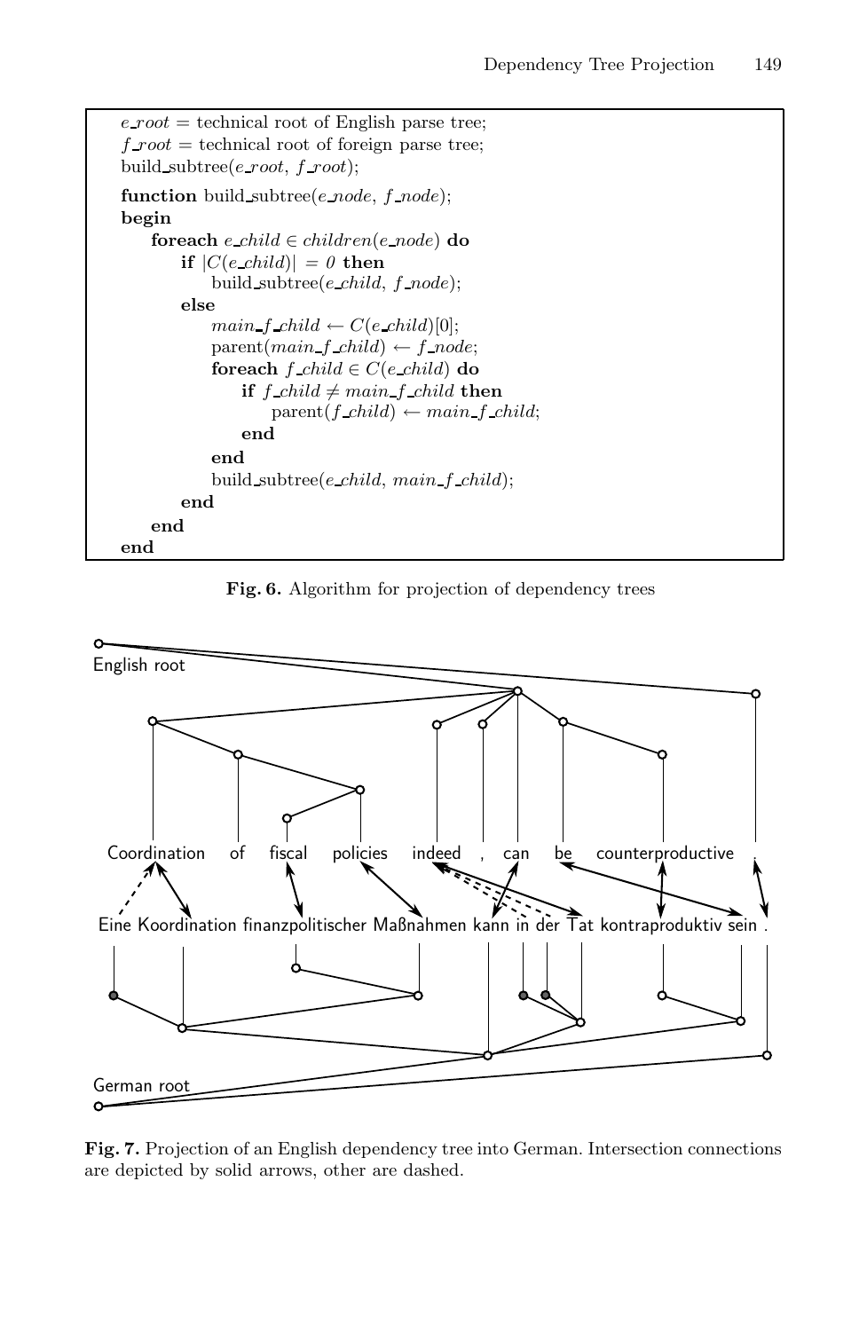```
e_root = technical root of English parse tree;
f_root = technical root of foreign parse tree;
build_subtree(e_root, f_root);

function build_subtree(e_node, f_node);
begin
    foreach e_child ∈ children(e_node) do
        if |C(e_child)| = 0 then
            build_subtree(e_child, f_node);
        else
            main_f_child ← C(e_child)[0];
            parent(main_f_child) ← f_node;
            foreach f_child ∈ C(e_child) do
                if f_child ≠ main_f_child then
                    parent(f_child) ← main_f_child;
                end
            end
            build_subtree(e_child, main_f_child);
        end
    end
end
```

**Fig. 6.** Algorithm for projection of dependency trees

English root

Coordination of fiscal policies indeed , can be counterproductive .

Eine Koordination finanzpolitischer Maßnahmen kann in der Tat kontraproduktiv sein .

German root

**Fig. 7.** Projection of an English dependency tree into German. Intersection connections are depicted by solid arrows, other are dashed.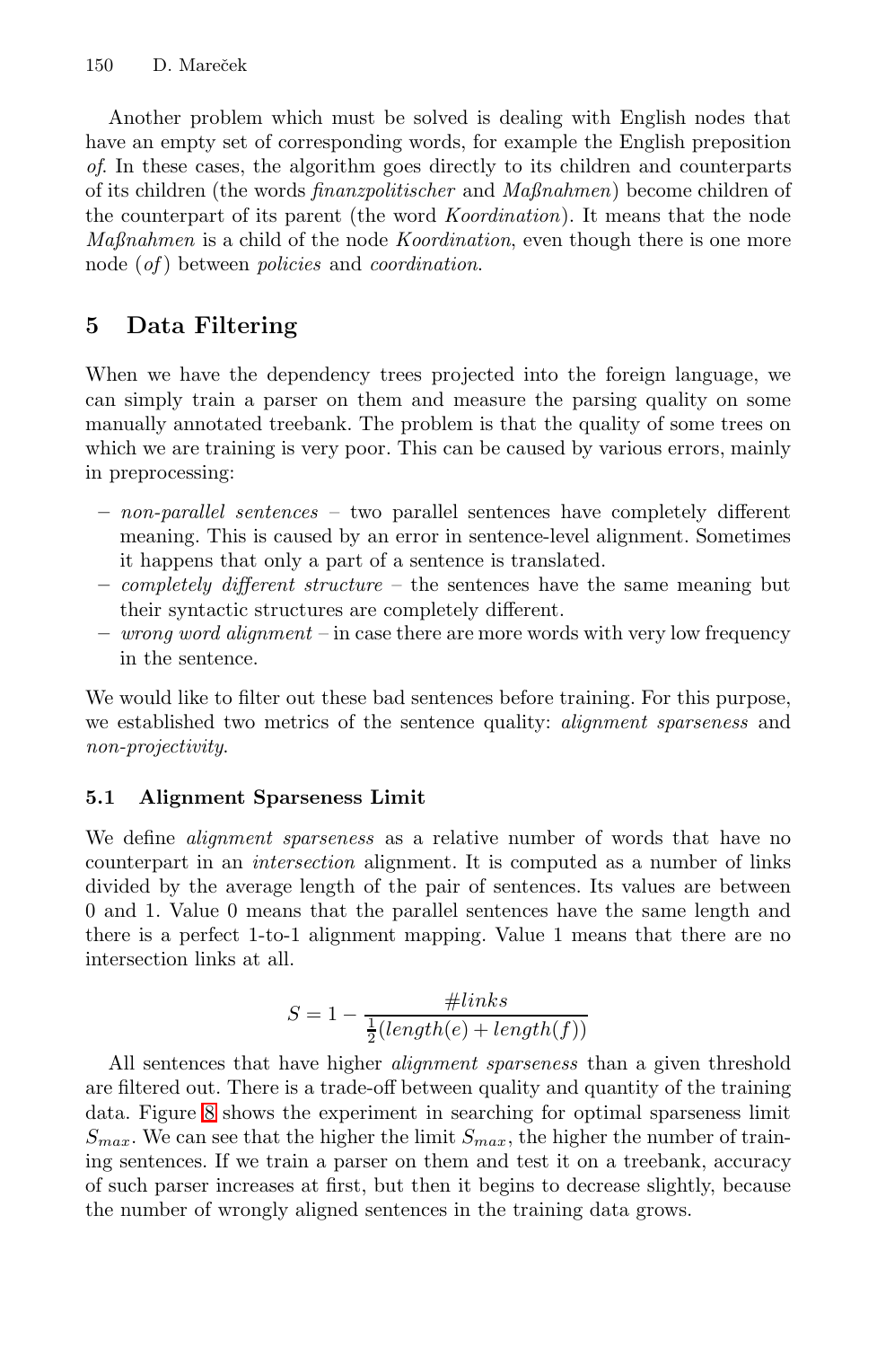Another problem which must be solved is dealing with English nodes that have an empty set of corresponding words, for example the English preposition *of*. In these cases, the algorithm goes directly to its children and counterparts of its children (the words *finanzpolitischer* and *Maßnahmen*) become children of the counterpart of its parent (the word *Koordination*). It means that the node *Maßnahmen* is a child of the node *Koordination*, even though there is one more node (*of*) between *policies* and *coordination*.

## 5 Data Filtering

When we have the dependency trees projected into the foreign language, we can simply train a parser on them and measure the parsing quality on some manually annotated treebank. The problem is that the quality of some trees on which we are training is very poor. This can be caused by various errors, mainly in preprocessing:

- *non-parallel sentences* – two parallel sentences have completely different meaning. This is caused by an error in sentence-level alignment. Sometimes it happens that only a part of a sentence is translated.
- *completely different structure* – the sentences have the same meaning but their syntactic structures are completely different.
- *wrong word alignment* – in case there are more words with very low frequency in the sentence.

We would like to filter out these bad sentences before training. For this purpose, we established two metrics of the sentence quality: *alignment sparseness* and *non-projectivity*.

### 5.1 Alignment Sparseness Limit

We define *alignment sparseness* as a relative number of words that have no counterpart in an *intersection* alignment. It is computed as a number of links divided by the average length of the pair of sentences. Its values are between 0 and 1. Value 0 means that the parallel sentences have the same length and there is a perfect 1-to-1 alignment mapping. Value 1 means that there are no intersection links at all.

$$S = 1 - \frac{\#links}{\frac{1}{2}(length(e) + length(f))}$$

All sentences that have higher *alignment sparseness* than a given threshold are filtered out. There is a trade-off between quality and quantity of the training data. Figure 8 shows the experiment in searching for optimal sparseness limit $S_{max}$. We can see that the higher the limit $S_{max}$, the higher the number of training sentences. If we train a parser on them and test it on a treebank, accuracy of such parser increases at first, but then it begins to decrease slightly, because the number of wrongly aligned sentences in the training data grows.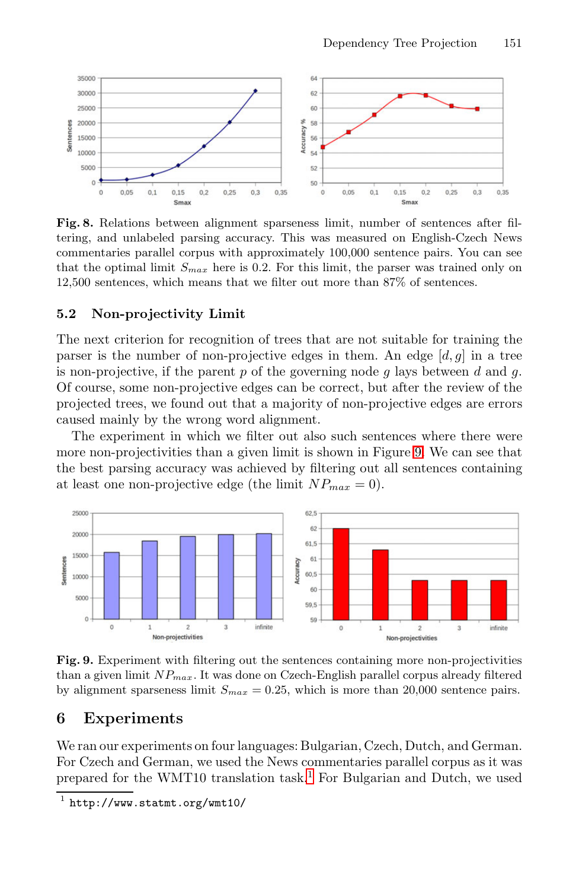**Fig. 8.** Relations between alignment sparseness limit, number of sentences after filtering, and unlabeled parsing accuracy. This was measured on English-Czech News commentaries parallel corpus with approximately 100,000 sentence pairs. You can see that the optimal limit $S_{max}$ here is 0.2. For this limit, the parser was trained only on 12,500 sentences, which means that we filter out more than 87% of sentences.

### 5.2 Non-projectivity Limit

The next criterion for recognition of trees that are not suitable for training the parser is the number of non-projective edges in them. An edge $[d, g]$ in a tree is non-projective, if the parent $p$ of the governing node $g$ lays between $d$ and $g$. Of course, some non-projective edges can be correct, but after the review of the projected trees, we found out that a majority of non-projective edges are errors caused mainly by the wrong word alignment.

The experiment in which we filter out also such sentences where there were more non-projectivities than a given limit is shown in Figure 9. We can see that the best parsing accuracy was achieved by filtering out all sentences containing at least one non-projective edge (the limit $NP_{max} = 0$).

**Fig. 9.** Experiment with filtering out the sentences containing more non-projectivities than a given limit $NP_{max}$. It was done on Czech-English parallel corpus already filtered by alignment sparseness limit $S_{max} = 0.25$, which is more than 20,000 sentence pairs.

## 6 Experiments

We ran our experiments on four languages: Bulgarian, Czech, Dutch, and German. For Czech and German, we used the News commentaries parallel corpus as it was prepared for the WMT10 translation task.[1] For Bulgarian and Dutch, we used

[1] http://www.statmt.org/wmt10/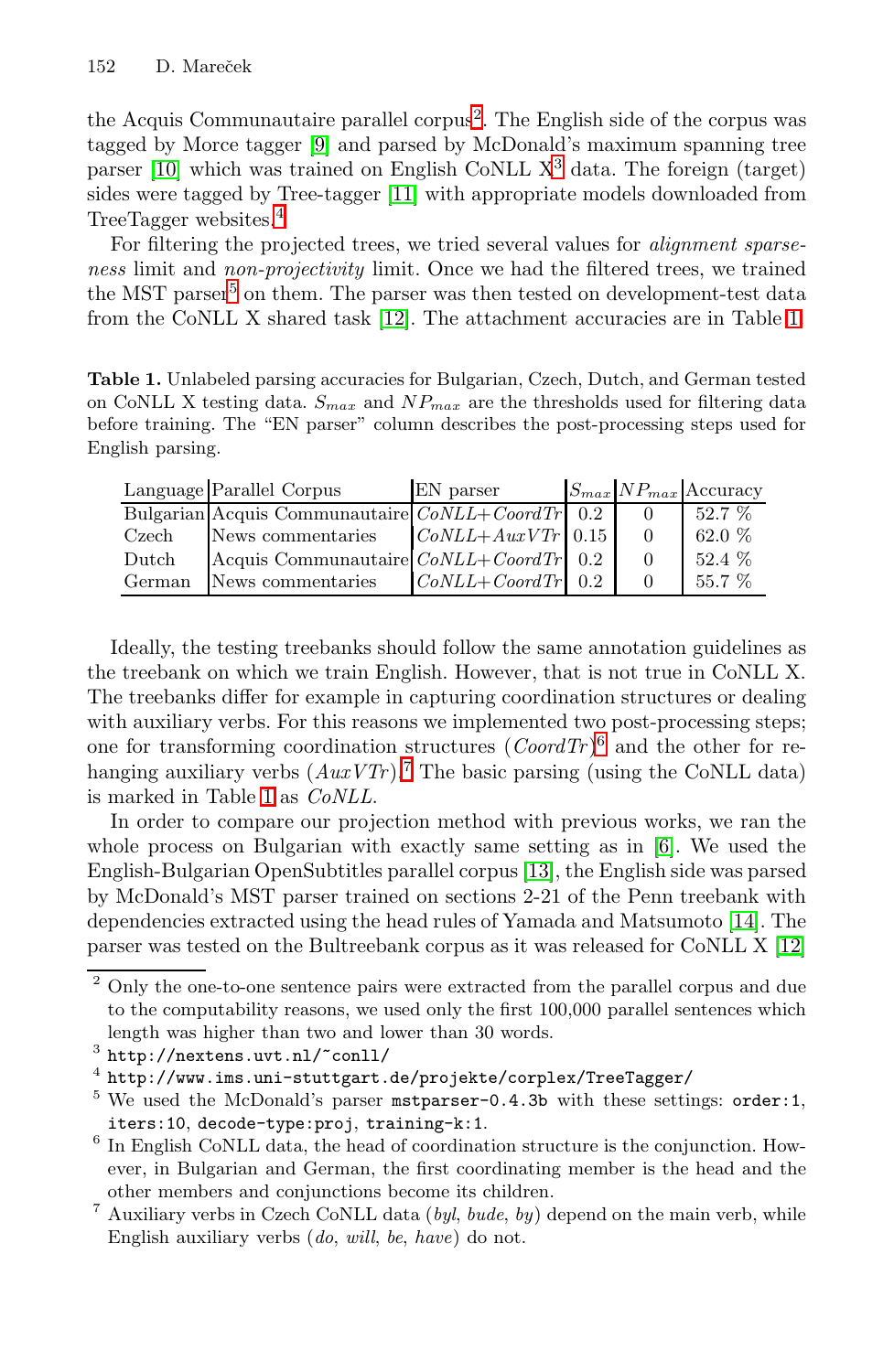the Acquis Communautaire parallel corpus[2]. The English side of the corpus was tagged by Morce tagger [9] and parsed by McDonald's maximum spanning tree parser [10] which was trained on English CoNLL X[3] data. The foreign (target) sides were tagged by Tree-tagger [11] with appropriate models downloaded from TreeTagger websites.[4]

For filtering the projected trees, we tried several values for *alignment sparseness* limit and *non-projectivity* limit. Once we had the filtered trees, we trained the MST parser[5] on them. The parser was then tested on development-test data from the CoNLL X shared task [12]. The attachment accuracies are in Table 1.

**Table 1.** Unlabeled parsing accuracies for Bulgarian, Czech, Dutch, and German tested on CoNLL X testing data. $S_{max}$ and $NP_{max}$ are the thresholds used for filtering data before training. The "EN parser" column describes the post-processing steps used for English parsing.

| Language | Parallel Corpus | EN parser | $S_{max}$ | $NP_{max}$ | Accuracy |
|---|---|---|---|---|---|
| Bulgarian | Acquis Communautaire | *CoNLL+CoordTr* | 0.2 | 0 | 52.7 % |
| Czech | News commentaries | *CoNLL+AuxVTr* | 0.15 | 0 | 62.0 % |
| Dutch | Acquis Communautaire | *CoNLL+CoordTr* | 0.2 | 0 | 52.4 % |
| German | News commentaries | *CoNLL+CoordTr* | 0.2 | 0 | 55.7 % |

Ideally, the testing treebanks should follow the same annotation guidelines as the treebank on which we train English. However, that is not true in CoNLL X. The treebanks differ for example in capturing coordination structures or dealing with auxiliary verbs. For this reasons we implemented two post-processing steps; one for transforming coordination structures (*CoordTr*)[6] and the other for rehanging auxiliary verbs (*AuxVTr*).[7] The basic parsing (using the CoNLL data) is marked in Table 1 as *CoNLL*.

In order to compare our projection method with previous works, we ran the whole process on Bulgarian with exactly same setting as in [6]. We used the English-Bulgarian OpenSubtitles parallel corpus [13], the English side was parsed by McDonald's MST parser trained on sections 2-21 of the Penn treebank with dependencies extracted using the head rules of Yamada and Matsumoto [14]. The parser was tested on the Bultreebank corpus as it was released for CoNLL X [12]

---

[2] Only the one-to-one sentence pairs were extracted from the parallel corpus and due to the computability reasons, we used only the first 100,000 parallel sentences which length was higher than two and lower than 30 words.

[3] `http://nextens.uvt.nl/~conll/`

[4] `http://www.ims.uni-stuttgart.de/projekte/corplex/TreeTagger/`

[5] We used the McDonald's parser `mstparser-0.4.3b` with these settings: `order:1`, `iters:10`, `decode-type:proj`, `training-k:1`.

[6] In English CoNLL data, the head of coordination structure is the conjunction. However, in Bulgarian and German, the first coordinating member is the head and the other members and conjunctions become its children.

[7] Auxiliary verbs in Czech CoNLL data (*byl*, *bude*, *by*) depend on the main verb, while English auxiliary verbs (*do*, *will*, *be*, *have*) do not.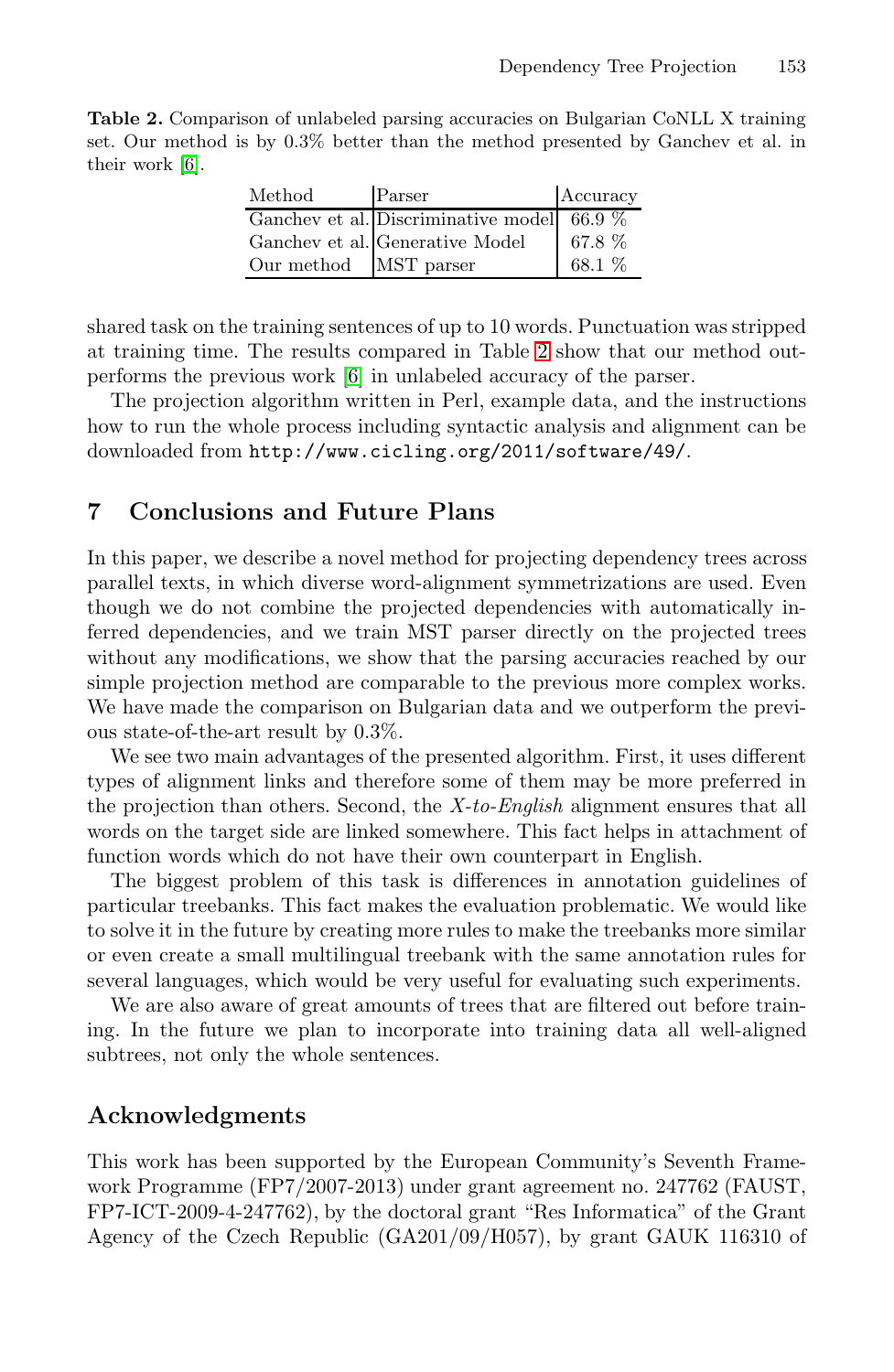**Table 2.** Comparison of unlabeled parsing accuracies on Bulgarian CoNLL X training set. Our method is by 0.3% better than the method presented by Ganchev et al. in their work [6].

| Method | Parser | Accuracy |
|---|---|---|
| Ganchev et al. | Discriminative model | 66.9 % |
| Ganchev et al. | Generative Model | 67.8 % |
| Our method | MST parser | 68.1 % |

shared task on the training sentences of up to 10 words. Punctuation was stripped at training time. The results compared in Table 2 show that our method outperforms the previous work [6] in unlabeled accuracy of the parser.

The projection algorithm written in Perl, example data, and the instructions how to run the whole process including syntactic analysis and alignment can be downloaded from `http://www.cicling.org/2011/software/49/`.

## 7 Conclusions and Future Plans

In this paper, we describe a novel method for projecting dependency trees across parallel texts, in which diverse word-alignment symmetrizations are used. Even though we do not combine the projected dependencies with automatically inferred dependencies, and we train MST parser directly on the projected trees without any modifications, we show that the parsing accuracies reached by our simple projection method are comparable to the previous more complex works. We have made the comparison on Bulgarian data and we outperform the previous state-of-the-art result by 0.3%.

We see two main advantages of the presented algorithm. First, it uses different types of alignment links and therefore some of them may be more preferred in the projection than others. Second, the *X-to-English* alignment ensures that all words on the target side are linked somewhere. This fact helps in attachment of function words which do not have their own counterpart in English.

The biggest problem of this task is differences in annotation guidelines of particular treebanks. This fact makes the evaluation problematic. We would like to solve it in the future by creating more rules to make the treebanks more similar or even create a small multilingual treebank with the same annotation rules for several languages, which would be very useful for evaluating such experiments.

We are also aware of great amounts of trees that are filtered out before training. In the future we plan to incorporate into training data all well-aligned subtrees, not only the whole sentences.

## Acknowledgments

This work has been supported by the European Community's Seventh Framework Programme (FP7/2007-2013) under grant agreement no. 247762 (FAUST, FP7-ICT-2009-4-247762), by the doctoral grant "Res Informatica" of the Grant Agency of the Czech Republic (GA201/09/H057), by grant GAUK 116310 of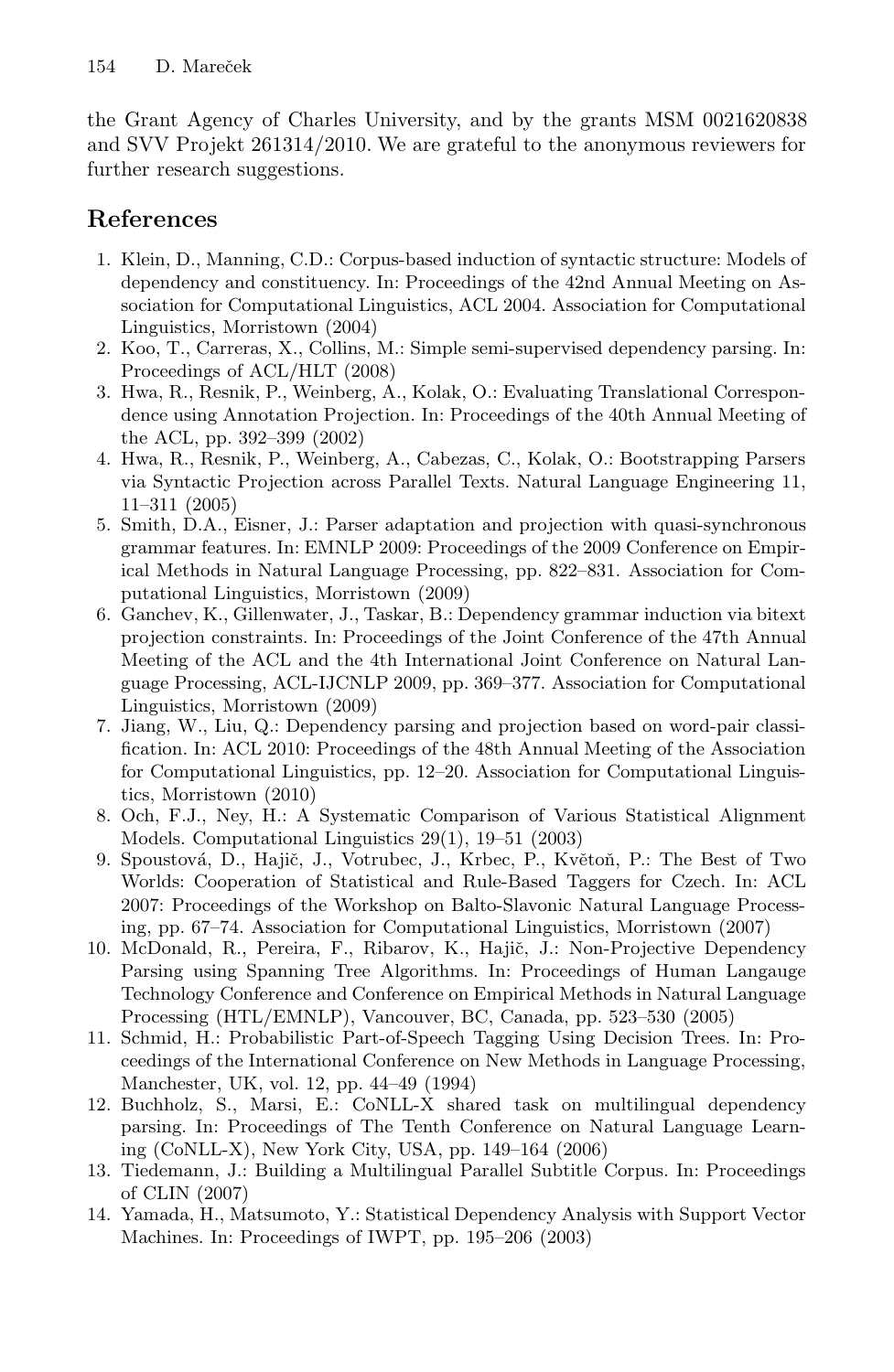the Grant Agency of Charles University, and by the grants MSM 0021620838 and SVV Projekt 261314/2010. We are grateful to the anonymous reviewers for further research suggestions.

## References

1. Klein, D., Manning, C.D.: Corpus-based induction of syntactic structure: Models of dependency and constituency. In: Proceedings of the 42nd Annual Meeting on Association for Computational Linguistics, ACL 2004. Association for Computational Linguistics, Morristown (2004)
2. Koo, T., Carreras, X., Collins, M.: Simple semi-supervised dependency parsing. In: Proceedings of ACL/HLT (2008)
3. Hwa, R., Resnik, P., Weinberg, A., Kolak, O.: Evaluating Translational Correspondence using Annotation Projection. In: Proceedings of the 40th Annual Meeting of the ACL, pp. 392–399 (2002)
4. Hwa, R., Resnik, P., Weinberg, A., Cabezas, C., Kolak, O.: Bootstrapping Parsers via Syntactic Projection across Parallel Texts. Natural Language Engineering 11, 11–311 (2005)
5. Smith, D.A., Eisner, J.: Parser adaptation and projection with quasi-synchronous grammar features. In: EMNLP 2009: Proceedings of the 2009 Conference on Empirical Methods in Natural Language Processing, pp. 822–831. Association for Computational Linguistics, Morristown (2009)
6. Ganchev, K., Gillenwater, J., Taskar, B.: Dependency grammar induction via bitext projection constraints. In: Proceedings of the Joint Conference of the 47th Annual Meeting of the ACL and the 4th International Joint Conference on Natural Language Processing, ACL-IJCNLP 2009, pp. 369–377. Association for Computational Linguistics, Morristown (2009)
7. Jiang, W., Liu, Q.: Dependency parsing and projection based on word-pair classification. In: ACL 2010: Proceedings of the 48th Annual Meeting of the Association for Computational Linguistics, pp. 12–20. Association for Computational Linguistics, Morristown (2010)
8. Och, F.J., Ney, H.: A Systematic Comparison of Various Statistical Alignment Models. Computational Linguistics 29(1), 19–51 (2003)
9. Spoustová, D., Hajič, J., Votrubec, J., Krbec, P., Květoň, P.: The Best of Two Worlds: Cooperation of Statistical and Rule-Based Taggers for Czech. In: ACL 2007: Proceedings of the Workshop on Balto-Slavonic Natural Language Processing, pp. 67–74. Association for Computational Linguistics, Morristown (2007)
10. McDonald, R., Pereira, F., Ribarov, K., Hajič, J.: Non-Projective Dependency Parsing using Spanning Tree Algorithms. In: Proceedings of Human Langauge Technology Conference and Conference on Empirical Methods in Natural Language Processing (HTL/EMNLP), Vancouver, BC, Canada, pp. 523–530 (2005)
11. Schmid, H.: Probabilistic Part-of-Speech Tagging Using Decision Trees. In: Proceedings of the International Conference on New Methods in Language Processing, Manchester, UK, vol. 12, pp. 44–49 (1994)
12. Buchholz, S., Marsi, E.: CoNLL-X shared task on multilingual dependency parsing. In: Proceedings of The Tenth Conference on Natural Language Learning (CoNLL-X), New York City, USA, pp. 149–164 (2006)
13. Tiedemann, J.: Building a Multilingual Parallel Subtitle Corpus. In: Proceedings of CLIN (2007)
14. Yamada, H., Matsumoto, Y.: Statistical Dependency Analysis with Support Vector Machines. In: Proceedings of IWPT, pp. 195–206 (2003)